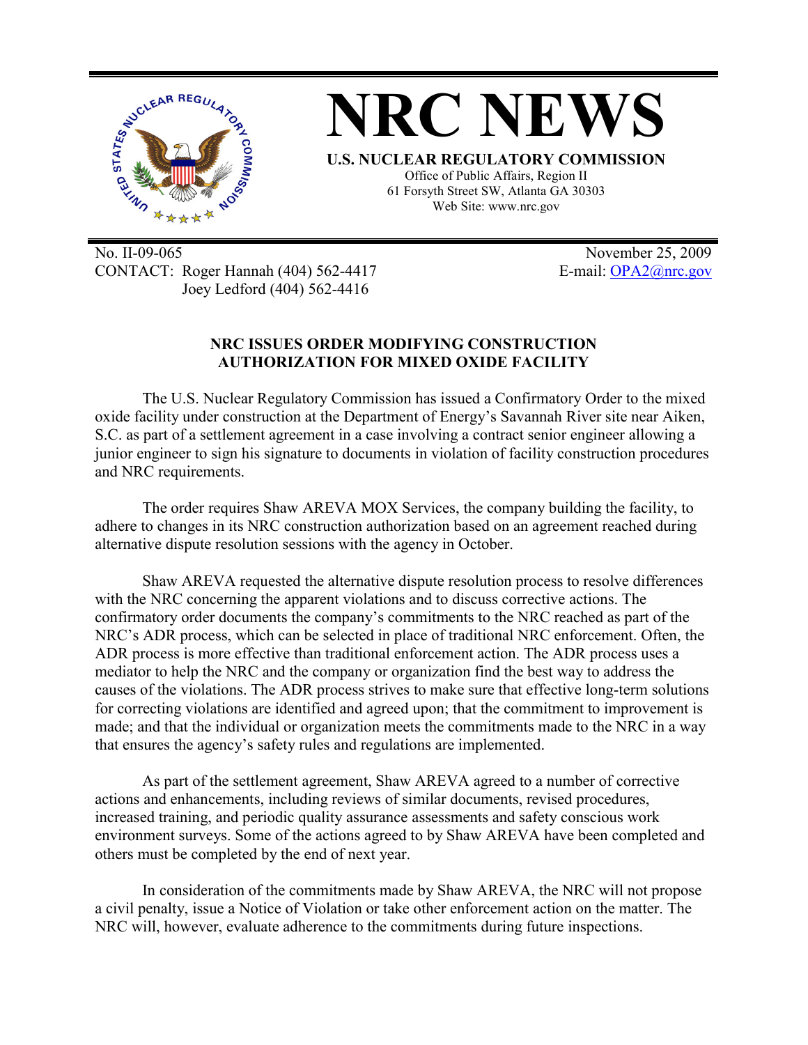# NRC NEWS

**U.S. NUCLEAR REGULATORY COMMISSION**

Office of Public Affairs, Region II
61 Forsyth Street SW, Atlanta GA 30303
Web Site: www.nrc.gov

No. II-09-065
CONTACT: Roger Hannah (404) 562-4417
Joey Ledford (404) 562-4416

November 25, 2009
E-mail: OPA2@nrc.gov

## NRC ISSUES ORDER MODIFYING CONSTRUCTION AUTHORIZATION FOR MIXED OXIDE FACILITY

The U.S. Nuclear Regulatory Commission has issued a Confirmatory Order to the mixed oxide facility under construction at the Department of Energy's Savannah River site near Aiken, S.C. as part of a settlement agreement in a case involving a contract senior engineer allowing a junior engineer to sign his signature to documents in violation of facility construction procedures and NRC requirements.

The order requires Shaw AREVA MOX Services, the company building the facility, to adhere to changes in its NRC construction authorization based on an agreement reached during alternative dispute resolution sessions with the agency in October.

Shaw AREVA requested the alternative dispute resolution process to resolve differences with the NRC concerning the apparent violations and to discuss corrective actions. The confirmatory order documents the company's commitments to the NRC reached as part of the NRC's ADR process, which can be selected in place of traditional NRC enforcement. Often, the ADR process is more effective than traditional enforcement action. The ADR process uses a mediator to help the NRC and the company or organization find the best way to address the causes of the violations. The ADR process strives to make sure that effective long-term solutions for correcting violations are identified and agreed upon; that the commitment to improvement is made; and that the individual or organization meets the commitments made to the NRC in a way that ensures the agency's safety rules and regulations are implemented.

As part of the settlement agreement, Shaw AREVA agreed to a number of corrective actions and enhancements, including reviews of similar documents, revised procedures, increased training, and periodic quality assurance assessments and safety conscious work environment surveys. Some of the actions agreed to by Shaw AREVA have been completed and others must be completed by the end of next year.

In consideration of the commitments made by Shaw AREVA, the NRC will not propose a civil penalty, issue a Notice of Violation or take other enforcement action on the matter. The NRC will, however, evaluate adherence to the commitments during future inspections.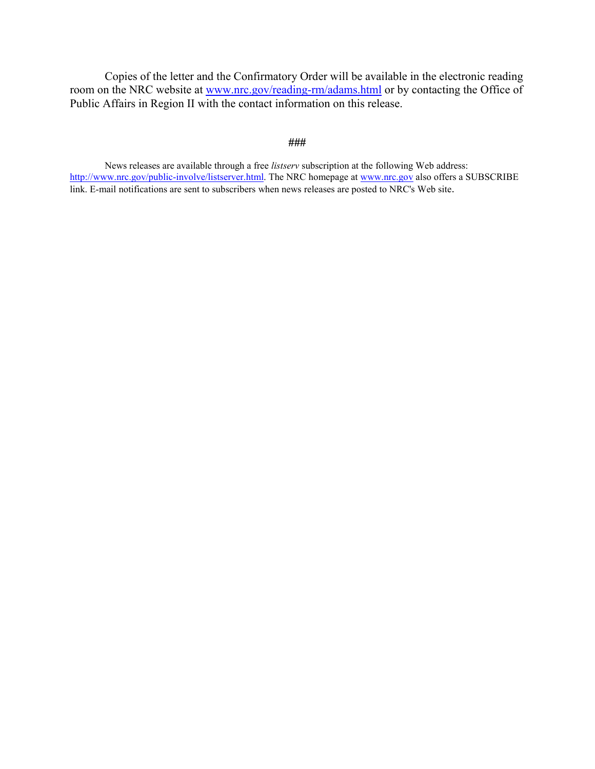Copies of the letter and the Confirmatory Order will be available in the electronic reading room on the NRC website at [www.nrc.gov/reading-rm/adams.html](www.nrc.gov/reading-rm/adams.html) or by contacting the Office of Public Affairs in Region II with the contact information on this release.

###

News releases are available through a free *listserv* subscription at the following Web address: [http://www.nrc.gov/public-involve/listserver.html](http://www.nrc.gov/public-involve/listserver.html). The NRC homepage at [www.nrc.gov](www.nrc.gov) also offers a SUBSCRIBE link. E-mail notifications are sent to subscribers when news releases are posted to NRC's Web site.